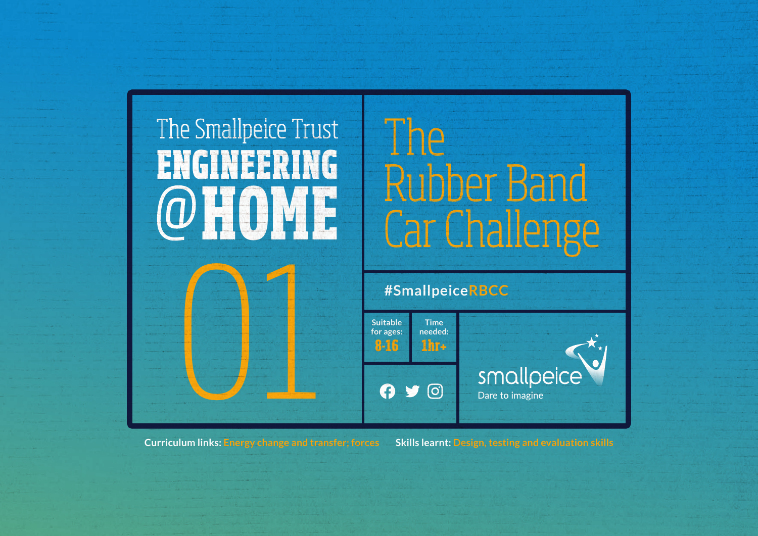The Smallpeice Trust

# ENGINEERING @HOME

01

# The Rubber Band Car Challenge

#SmallpeiceRBCC

Suitable for ages: 8-16

Time needed: 1hr+

smallpeice

Dare to imagine

**Curriculum links:** Energy change and transfer; forces

**Skills learnt:** Design, testing and evaluation skills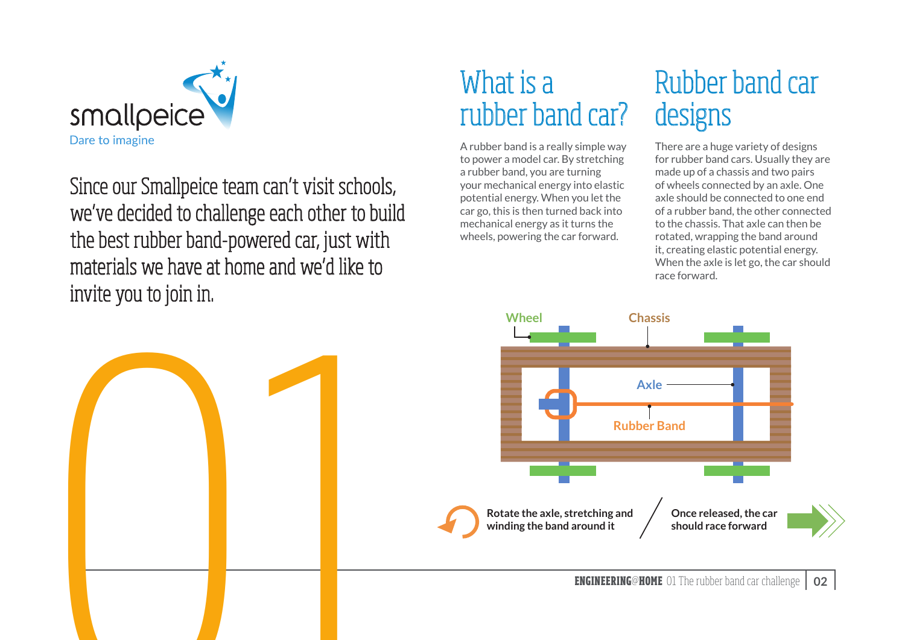smallpeice

Dare to imagine

Since our Smallpeice team can't visit schools, we've decided to challenge each other to build the best rubber band-powered car, just with materials we have at home and we'd like to invite you to join in.

01

# What is a rubber band car?

A rubber band is a really simple way to power a model car. By stretching a rubber band, you are turning your mechanical energy into elastic potential energy. When you let the car go, this is then turned back into mechanical energy as it turns the wheels, powering the car forward.

# Rubber band car designs

There are a huge variety of designs for rubber band cars. Usually they are made up of a chassis and two pairs of wheels connected by an axle. One axle should be connected to one end of a rubber band, the other connected to the chassis. That axle can then be rotated, wrapping the band around it, creating elastic potential energy. When the axle is let go, the car should race forward.

Wheel

Chassis

Axle

Rubber Band

**Rotate the axle, stretching and winding the band around it**

**Once released, the car should race forward**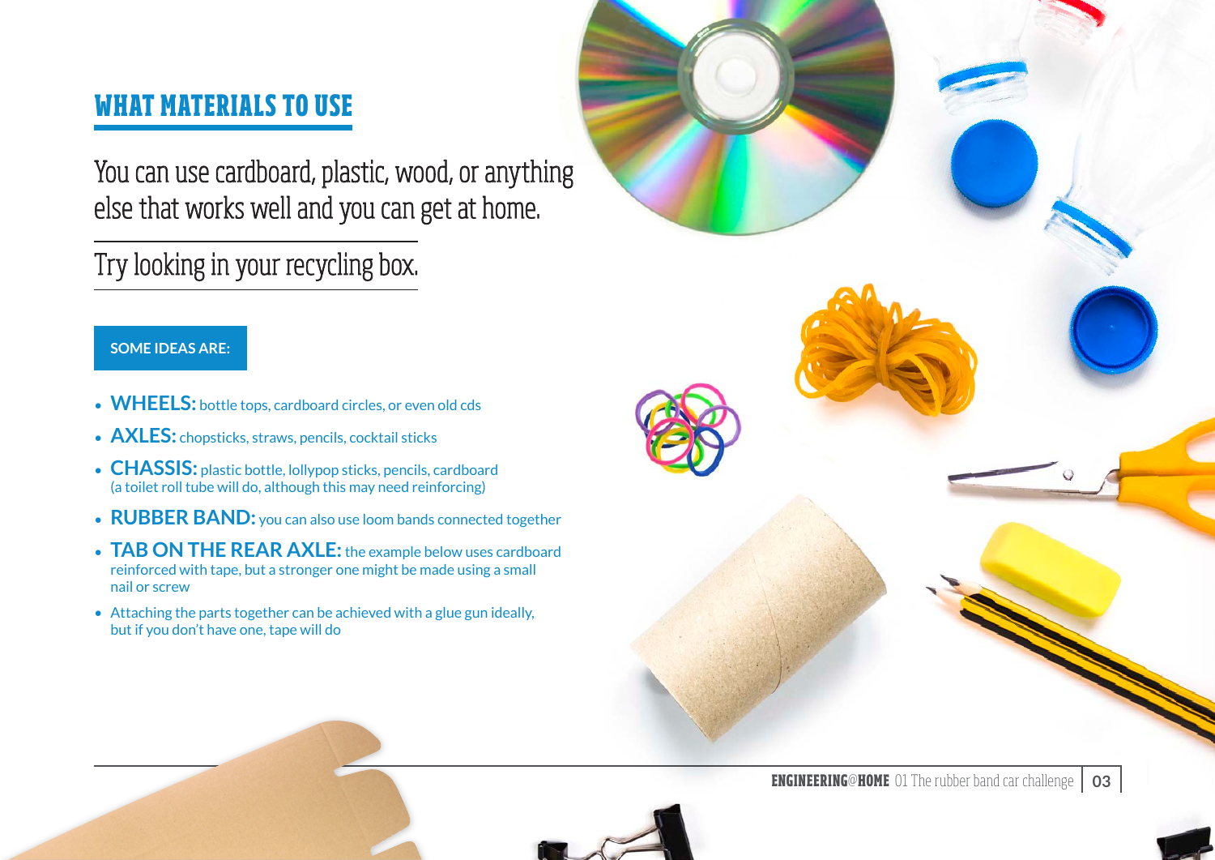## WHAT MATERIALS TO USE

You can use cardboard, plastic, wood, or anything else that works well and you can get at home.

Try looking in your recycling box.

**SOME IDEAS ARE:**

- **WHEELS:** bottle tops, cardboard circles, or even old cds
- **AXLES:** chopsticks, straws, pencils, cocktail sticks
- **CHASSIS:** plastic bottle, lollypop sticks, pencils, cardboard (a toilet roll tube will do, although this may need reinforcing)
- **RUBBER BAND:** you can also use loom bands connected together
- **TAB ON THE REAR AXLE:** the example below uses cardboard reinforced with tape, but a stronger one might be made using a small nail or screw
- Attaching the parts together can be achieved with a glue gun ideally, but if you don't have one, tape will do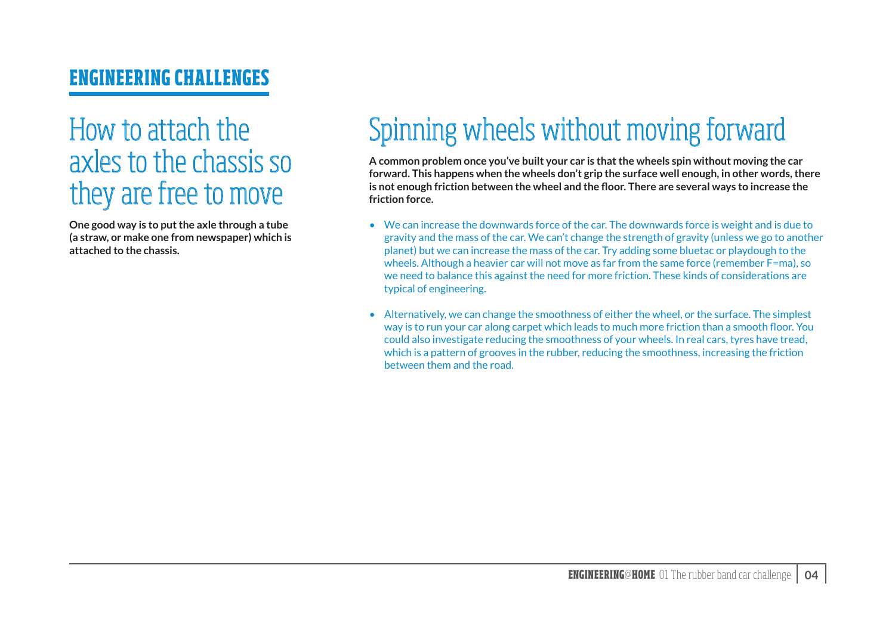## ENGINEERING CHALLENGES

# How to attach the axles to the chassis so they are free to move

**One good way is to put the axle through a tube (a straw, or make one from newspaper) which is attached to the chassis.**

# Spinning wheels without moving forward

**A common problem once you've built your car is that the wheels spin without moving the car forward. This happens when the wheels don't grip the surface well enough, in other words, there is not enough friction between the wheel and the floor. There are several ways to increase the friction force.**

- We can increase the downwards force of the car. The downwards force is weight and is due to gravity and the mass of the car. We can't change the strength of gravity (unless we go to another planet) but we can increase the mass of the car. Try adding some bluetac or playdough to the wheels. Although a heavier car will not move as far from the same force (remember $F=ma$), so we need to balance this against the need for more friction. These kinds of considerations are typical of engineering.
- Alternatively, we can change the smoothness of either the wheel, or the surface. The simplest way is to run your car along carpet which leads to much more friction than a smooth floor. You could also investigate reducing the smoothness of your wheels. In real cars, tyres have tread, which is a pattern of grooves in the rubber, reducing the smoothness, increasing the friction between them and the road.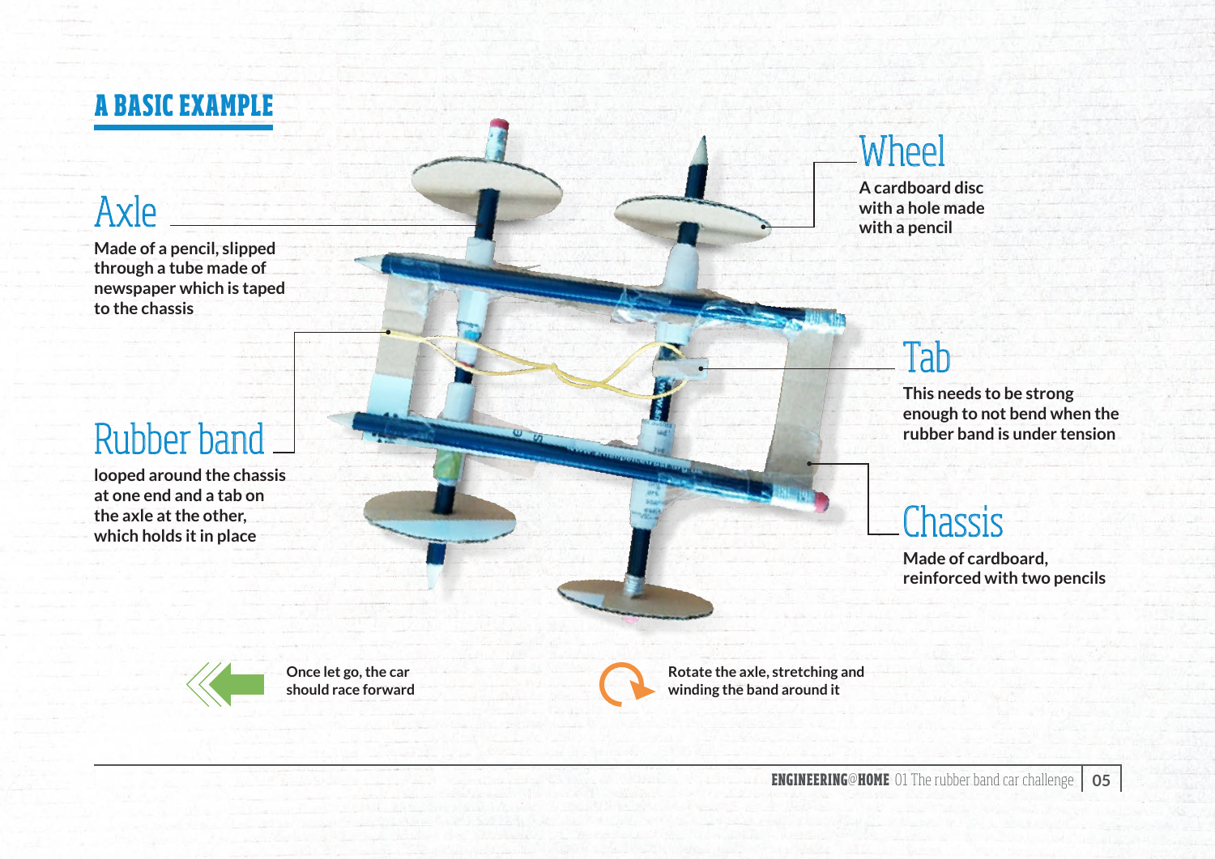## A BASIC EXAMPLE

### Axle

Made of a pencil, slipped through a tube made of newspaper which is taped to the chassis

### Rubber band

looped around the chassis at one end and a tab on the axle at the other, which holds it in place

### Wheel

A cardboard disc with a hole made with a pencil

### Tab

This needs to be strong enough to not bend when the rubber band is under tension

### Chassis

Made of cardboard, reinforced with two pencils

Once let go, the car should race forward

Rotate the axle, stretching and winding the band around it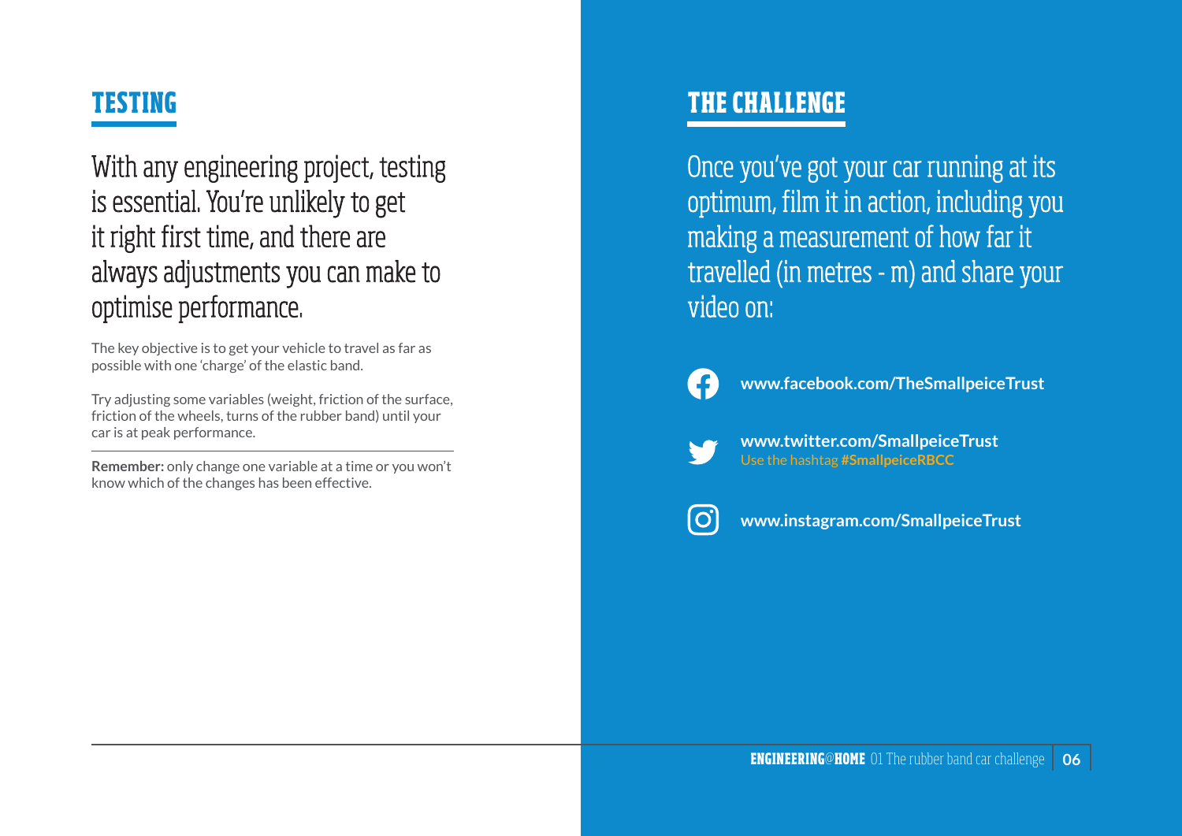## TESTING

With any engineering project, testing is essential. You're unlikely to get it right first time, and there are always adjustments you can make to optimise performance.

The key objective is to get your vehicle to travel as far as possible with one 'charge' of the elastic band.

Try adjusting some variables (weight, friction of the surface, friction of the wheels, turns of the rubber band) until your car is at peak performance.

**Remember:** only change one variable at a time or you won't know which of the changes has been effective.

## THE CHALLENGE

Once you've got your car running at its optimum, film it in action, including you making a measurement of how far it travelled (in metres - m) and share your video on:

**www.facebook.com/TheSmallpeiceTrust**

**www.twitter.com/SmallpeiceTrust**
Use the hashtag **#SmallpeiceRBCC**

**www.instagram.com/SmallpeiceTrust**